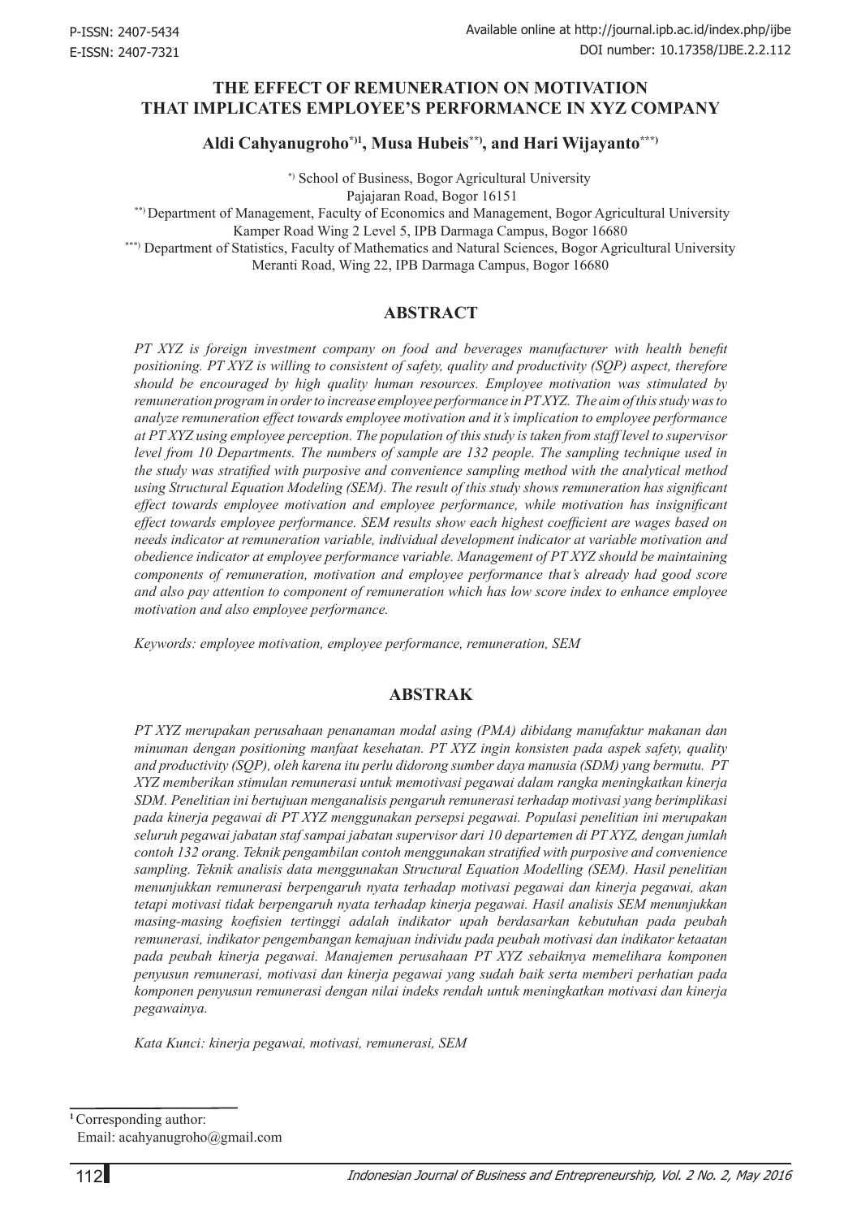P-ISSN: 2407-5434
E-ISSN: 2407-7321

Available online at http://journal.ipb.ac.id/index.php/ijbe
DOI number: 10.17358/IJBE.2.2.112

# THE EFFECT OF REMUNERATION ON MOTIVATION THAT IMPLICATES EMPLOYEE'S PERFORMANCE IN XYZ COMPANY

**Aldi Cahyanugroho[*)1], Musa Hubeis[**)], and Hari Wijayanto[***)]**

[*)] School of Business, Bogor Agricultural University
Pajajaran Road, Bogor 16151
[**)] Department of Management, Faculty of Economics and Management, Bogor Agricultural University
Kamper Road Wing 2 Level 5, IPB Darmaga Campus, Bogor 16680
[***)] Department of Statistics, Faculty of Mathematics and Natural Sciences, Bogor Agricultural University
Meranti Road, Wing 22, IPB Darmaga Campus, Bogor 16680

## ABSTRACT

*PT XYZ is foreign investment company on food and beverages manufacturer with health benefit positioning. PT XYZ is willing to consistent of safety, quality and productivity (SQP) aspect, therefore should be encouraged by high quality human resources. Employee motivation was stimulated by remuneration program in order to increase employee performance in PT XYZ. The aim of this study was to analyze remuneration effect towards employee motivation and it's implication to employee performance at PT XYZ using employee perception. The population of this study is taken from staff level to supervisor level from 10 Departments. The numbers of sample are 132 people. The sampling technique used in the study was stratified with purposive and convenience sampling method with the analytical method using Structural Equation Modeling (SEM). The result of this study shows remuneration has significant effect towards employee motivation and employee performance, while motivation has insignificant effect towards employee performance. SEM results show each highest coefficient are wages based on needs indicator at remuneration variable, individual development indicator at variable motivation and obedience indicator at employee performance variable. Management of PT XYZ should be maintaining components of remuneration, motivation and employee performance that's already had good score and also pay attention to component of remuneration which has low score index to enhance employee motivation and also employee performance.*

*Keywords: employee motivation, employee performance, remuneration, SEM*

## ABSTRAK

*PT XYZ merupakan perusahaan penanaman modal asing (PMA) dibidang manufaktur makanan dan minuman dengan positioning manfaat kesehatan. PT XYZ ingin konsisten pada aspek safety, quality and productivity (SQP), oleh karena itu perlu didorong sumber daya manusia (SDM) yang bermutu. PT XYZ memberikan stimulan remunerasi untuk memotivasi pegawai dalam rangka meningkatkan kinerja SDM. Penelitian ini bertujuan menganalisis pengaruh remunerasi terhadap motivasi yang berimplikasi pada kinerja pegawai di PT XYZ menggunakan persepsi pegawai. Populasi penelitian ini merupakan seluruh pegawai jabatan staf sampai jabatan supervisor dari 10 departemen di PT XYZ, dengan jumlah contoh 132 orang. Teknik pengambilan contoh menggunakan stratified with purposive and convenience sampling. Teknik analisis data menggunakan Structural Equation Modelling (SEM). Hasil penelitian menunjukkan remunerasi berpengaruh nyata terhadap motivasi pegawai dan kinerja pegawai, akan tetapi motivasi tidak berpengaruh nyata terhadap kinerja pegawai. Hasil analisis SEM menunjukkan masing-masing koefisien tertinggi adalah indikator upah berdasarkan kebutuhan pada peubah remunerasi, indikator pengembangan kemajuan individu pada peubah motivasi dan indikator ketaatan pada peubah kinerja pegawai. Manajemen perusahaan PT XYZ sebaiknya memelihara komponen penyusun remunerasi, motivasi dan kinerja pegawai yang sudah baik serta memberi perhatian pada komponen penyusun remunerasi dengan nilai indeks rendah untuk meningkatkan motivasi dan kinerja pegawainya.*

*Kata Kunci: kinerja pegawai, motivasi, remunerasi, SEM*

---

[1] Corresponding author:
Email: acahyanugroho@gmail.com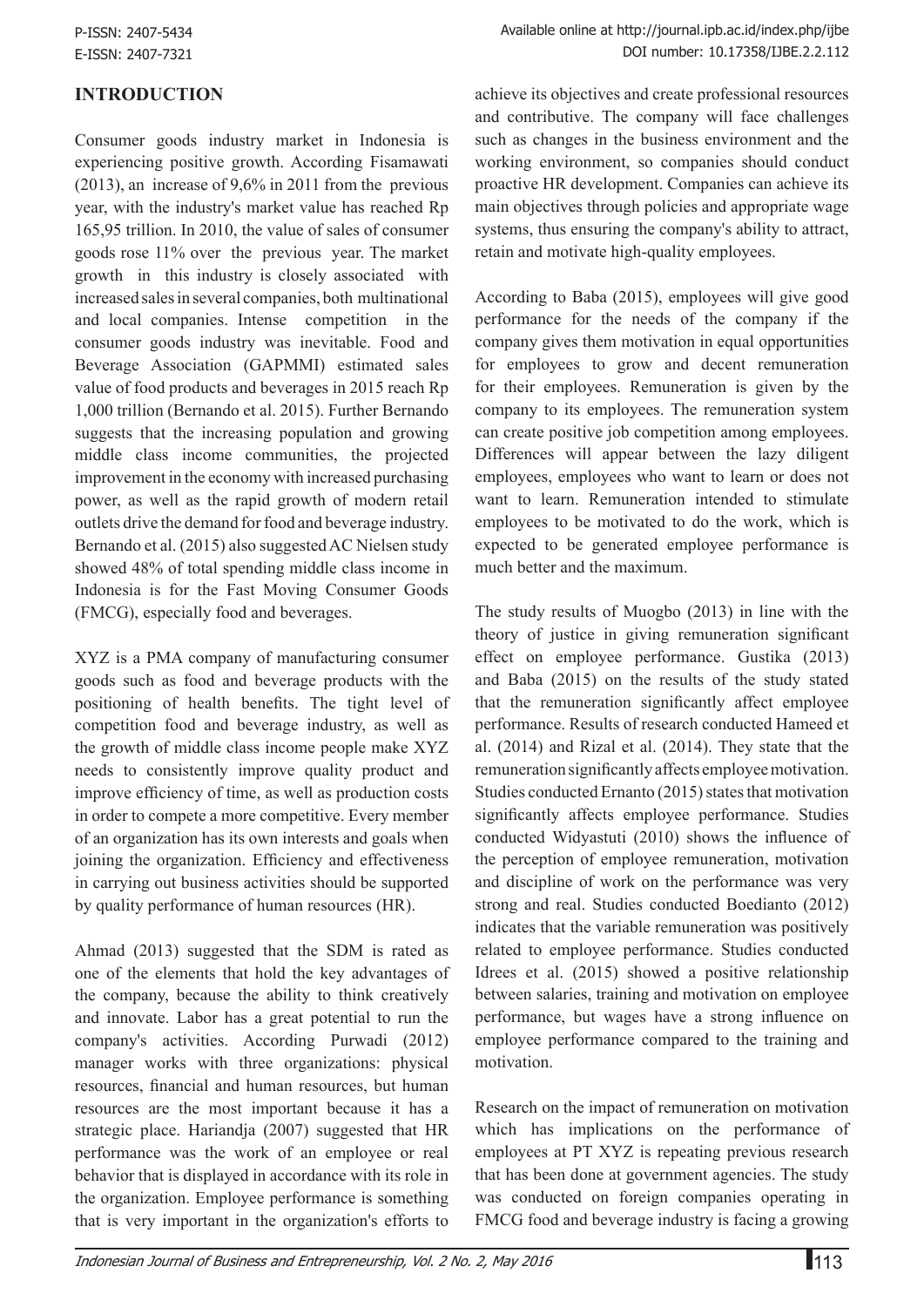## INTRODUCTION

Consumer goods industry market in Indonesia is experiencing positive growth. According Fisamawati (2013), an increase of 9,6% in 2011 from the previous year, with the industry's market value has reached Rp 165,95 trillion. In 2010, the value of sales of consumer goods rose 11% over the previous year. The market growth in this industry is closely associated with increased sales in several companies, both multinational and local companies. Intense competition in the consumer goods industry was inevitable. Food and Beverage Association (GAPMMI) estimated sales value of food products and beverages in 2015 reach Rp 1,000 trillion (Bernando et al. 2015). Further Bernando suggests that the increasing population and growing middle class income communities, the projected improvement in the economy with increased purchasing power, as well as the rapid growth of modern retail outlets drive the demand for food and beverage industry. Bernando et al. (2015) also suggested AC Nielsen study showed 48% of total spending middle class income in Indonesia is for the Fast Moving Consumer Goods (FMCG), especially food and beverages.

XYZ is a PMA company of manufacturing consumer goods such as food and beverage products with the positioning of health benefits. The tight level of competition food and beverage industry, as well as the growth of middle class income people make XYZ needs to consistently improve quality product and improve efficiency of time, as well as production costs in order to compete a more competitive. Every member of an organization has its own interests and goals when joining the organization. Efficiency and effectiveness in carrying out business activities should be supported by quality performance of human resources (HR).

Ahmad (2013) suggested that the SDM is rated as one of the elements that hold the key advantages of the company, because the ability to think creatively and innovate. Labor has a great potential to run the company's activities. According Purwadi (2012) manager works with three organizations: physical resources, financial and human resources, but human resources are the most important because it has a strategic place. Hariandja (2007) suggested that HR performance was the work of an employee or real behavior that is displayed in accordance with its role in the organization. Employee performance is something that is very important in the organization's efforts to achieve its objectives and create professional resources and contributive. The company will face challenges such as changes in the business environment and the working environment, so companies should conduct proactive HR development. Companies can achieve its main objectives through policies and appropriate wage systems, thus ensuring the company's ability to attract, retain and motivate high-quality employees.

According to Baba (2015), employees will give good performance for the needs of the company if the company gives them motivation in equal opportunities for employees to grow and decent remuneration for their employees. Remuneration is given by the company to its employees. The remuneration system can create positive job competition among employees. Differences will appear between the lazy diligent employees, employees who want to learn or does not want to learn. Remuneration intended to stimulate employees to be motivated to do the work, which is expected to be generated employee performance is much better and the maximum.

The study results of Muogbo (2013) in line with the theory of justice in giving remuneration significant effect on employee performance. Gustika (2013) and Baba (2015) on the results of the study stated that the remuneration significantly affect employee performance. Results of research conducted Hameed et al. (2014) and Rizal et al. (2014). They state that the remuneration significantly affects employee motivation. Studies conducted Ernanto (2015) states that motivation significantly affects employee performance. Studies conducted Widyastuti (2010) shows the influence of the perception of employee remuneration, motivation and discipline of work on the performance was very strong and real. Studies conducted Boedianto (2012) indicates that the variable remuneration was positively related to employee performance. Studies conducted Idrees et al. (2015) showed a positive relationship between salaries, training and motivation on employee performance, but wages have a strong influence on employee performance compared to the training and motivation.

Research on the impact of remuneration on motivation which has implications on the performance of employees at PT XYZ is repeating previous research that has been done at government agencies. The study was conducted on foreign companies operating in FMCG food and beverage industry is facing a growing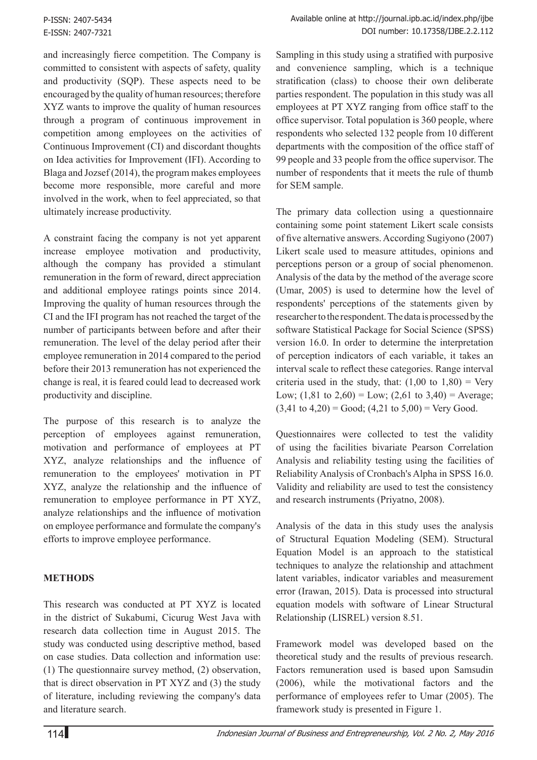and increasingly fierce competition. The Company is committed to consistent with aspects of safety, quality and productivity (SQP). These aspects need to be encouraged by the quality of human resources; therefore XYZ wants to improve the quality of human resources through a program of continuous improvement in competition among employees on the activities of Continuous Improvement (CI) and discordant thoughts on Idea activities for Improvement (IFI). According to Blaga and Jozsef (2014), the program makes employees become more responsible, more careful and more involved in the work, when to feel appreciated, so that ultimately increase productivity.

A constraint facing the company is not yet apparent increase employee motivation and productivity, although the company has provided a stimulant remuneration in the form of reward, direct appreciation and additional employee ratings points since 2014. Improving the quality of human resources through the CI and the IFI program has not reached the target of the number of participants between before and after their remuneration. The level of the delay period after their employee remuneration in 2014 compared to the period before their 2013 remuneration has not experienced the change is real, it is feared could lead to decreased work productivity and discipline.

The purpose of this research is to analyze the perception of employees against remuneration, motivation and performance of employees at PT XYZ, analyze relationships and the influence of remuneration to the employees' motivation in PT XYZ, analyze the relationship and the influence of remuneration to employee performance in PT XYZ, analyze relationships and the influence of motivation on employee performance and formulate the company's efforts to improve employee performance.

## METHODS

This research was conducted at PT XYZ is located in the district of Sukabumi, Cicurug West Java with research data collection time in August 2015. The study was conducted using descriptive method, based on case studies. Data collection and information use: (1) The questionnaire survey method, (2) observation, that is direct observation in PT XYZ and (3) the study of literature, including reviewing the company's data and literature search.

Sampling in this study using a stratified with purposive and convenience sampling, which is a technique stratification (class) to choose their own deliberate parties respondent. The population in this study was all employees at PT XYZ ranging from office staff to the office supervisor. Total population is 360 people, where respondents who selected 132 people from 10 different departments with the composition of the office staff of 99 people and 33 people from the office supervisor. The number of respondents that it meets the rule of thumb for SEM sample.

The primary data collection using a questionnaire containing some point statement Likert scale consists of five alternative answers. According Sugiyono (2007) Likert scale used to measure attitudes, opinions and perceptions person or a group of social phenomenon. Analysis of the data by the method of the average score (Umar, 2005) is used to determine how the level of respondents' perceptions of the statements given by researcher to the respondent. The data is processed by the software Statistical Package for Social Science (SPSS) version 16.0. In order to determine the interpretation of perception indicators of each variable, it takes an interval scale to reflect these categories. Range interval criteria used in the study, that: (1,00 to 1,80) = Very Low; (1,81 to 2,60) = Low; (2,61 to 3,40) = Average; (3,41 to 4,20) = Good; (4,21 to 5,00) = Very Good.

Questionnaires were collected to test the validity of using the facilities bivariate Pearson Correlation Analysis and reliability testing using the facilities of Reliability Analysis of Cronbach's Alpha in SPSS 16.0. Validity and reliability are used to test the consistency and research instruments (Priyatno, 2008).

Analysis of the data in this study uses the analysis of Structural Equation Modeling (SEM). Structural Equation Model is an approach to the statistical techniques to analyze the relationship and attachment latent variables, indicator variables and measurement error (Irawan, 2015). Data is processed into structural equation models with software of Linear Structural Relationship (LISREL) version 8.51.

Framework model was developed based on the theoretical study and the results of previous research. Factors remuneration used is based upon Samsudin (2006), while the motivational factors and the performance of employees refer to Umar (2005). The framework study is presented in Figure 1.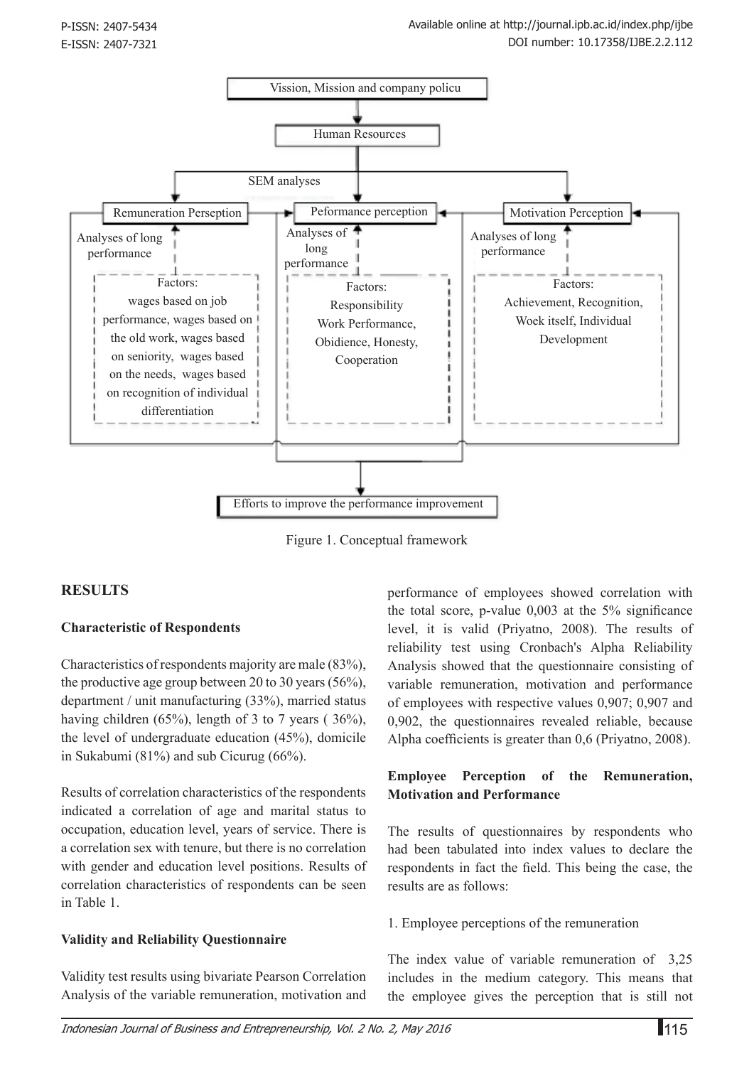Vission, Mission and company policu

Human Resources

SEM analyses

Remuneration Perseption

Peformance perception

Motivation Perception

Analyses of long performance

Analyses of long performance

Analyses of long performance

Factors: wages based on job performance, wages based on the old work, wages based on seniority, wages based on the needs, wages based on recognition of individual differentiation

Factors: Responsibility Work Performance, Obidience, Honesty, Cooperation

Factors: Achievement, Recognition, Woek itself, Individual Development

Efforts to improve the performance improvement

Figure 1. Conceptual framework

## RESULTS

### Characteristic of Respondents

Characteristics of respondents majority are male (83%), the productive age group between 20 to 30 years (56%), department / unit manufacturing (33%), married status having children (65%), length of 3 to 7 years ( 36%), the level of undergraduate education (45%), domicile in Sukabumi (81%) and sub Cicurug (66%).

Results of correlation characteristics of the respondents indicated a correlation of age and marital status to occupation, education level, years of service. There is a correlation sex with tenure, but there is no correlation with gender and education level positions. Results of correlation characteristics of respondents can be seen in Table 1.

### Validity and Reliability Questionnaire

Validity test results using bivariate Pearson Correlation Analysis of the variable remuneration, motivation and performance of employees showed correlation with the total score, p-value 0,003 at the 5% significance level, it is valid (Priyatno, 2008). The results of reliability test using Cronbach's Alpha Reliability Analysis showed that the questionnaire consisting of variable remuneration, motivation and performance of employees with respective values 0,907; 0,907 and 0,902, the questionnaires revealed reliable, because Alpha coefficients is greater than 0,6 (Priyatno, 2008).

### Employee Perception of the Remuneration, Motivation and Performance

The results of questionnaires by respondents who had been tabulated into index values to declare the respondents in fact the field. This being the case, the results are as follows:

1. Employee perceptions of the remuneration

The index value of variable remuneration of 3,25 includes in the medium category. This means that the employee gives the perception that is still not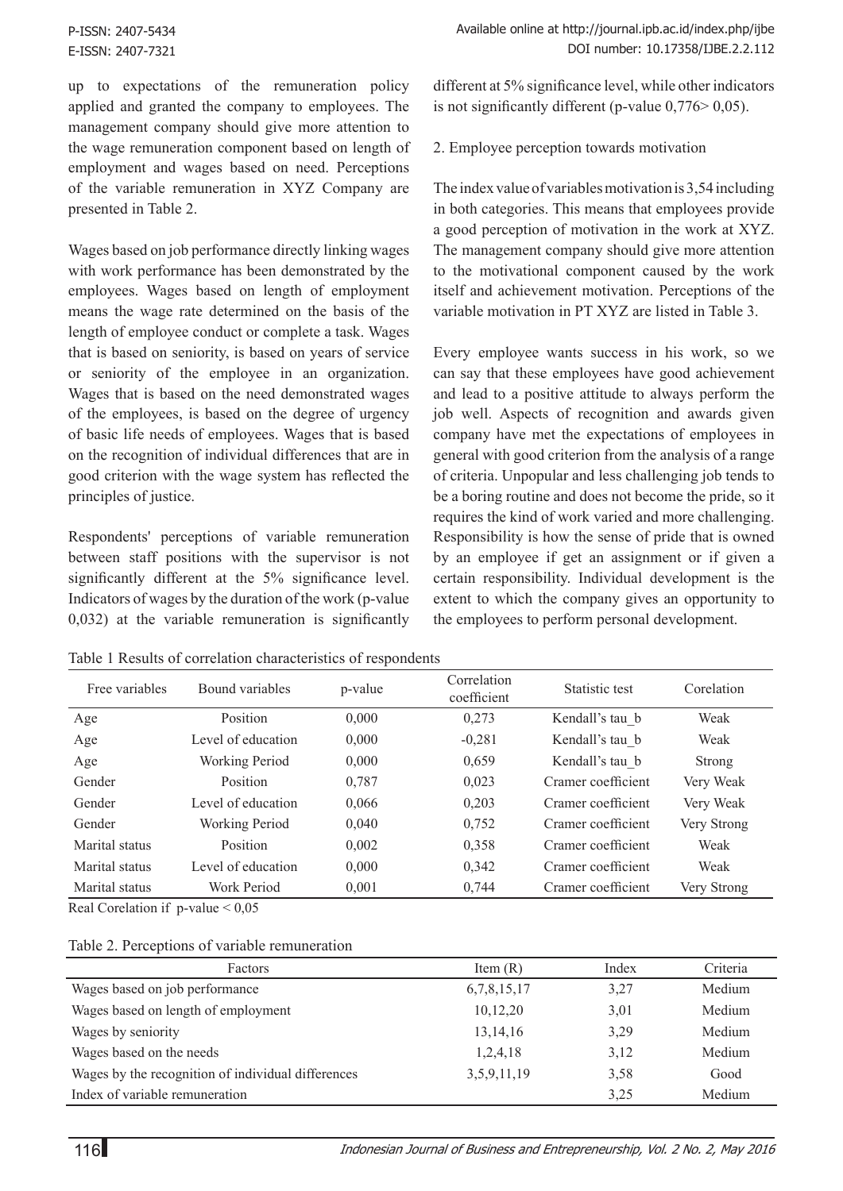up to expectations of the remuneration policy applied and granted the company to employees. The management company should give more attention to the wage remuneration component based on length of employment and wages based on need. Perceptions of the variable remuneration in XYZ Company are presented in Table 2.

Wages based on job performance directly linking wages with work performance has been demonstrated by the employees. Wages based on length of employment means the wage rate determined on the basis of the length of employee conduct or complete a task. Wages that is based on seniority, is based on years of service or seniority of the employee in an organization. Wages that is based on the need demonstrated wages of the employees, is based on the degree of urgency of basic life needs of employees. Wages that is based on the recognition of individual differences that are in good criterion with the wage system has reflected the principles of justice.

Respondents' perceptions of variable remuneration between staff positions with the supervisor is not significantly different at the 5% significance level. Indicators of wages by the duration of the work (p-value 0,032) at the variable remuneration is significantly different at 5% significance level, while other indicators is not significantly different (p-value 0,776> 0,05).

2. Employee perception towards motivation

The index value of variables motivation is 3,54 including in both categories. This means that employees provide a good perception of motivation in the work at XYZ. The management company should give more attention to the motivational component caused by the work itself and achievement motivation. Perceptions of the variable motivation in PT XYZ are listed in Table 3.

Every employee wants success in his work, so we can say that these employees have good achievement and lead to a positive attitude to always perform the job well. Aspects of recognition and awards given company have met the expectations of employees in general with good criterion from the analysis of a range of criteria. Unpopular and less challenging job tends to be a boring routine and does not become the pride, so it requires the kind of work varied and more challenging. Responsibility is how the sense of pride that is owned by an employee if get an assignment or if given a certain responsibility. Individual development is the extent to which the company gives an opportunity to the employees to perform personal development.

Table 1 Results of correlation characteristics of respondents

| Free variables | Bound variables | p-value | Correlation coefficient | Statistic test | Corelation |
|---|---|---|---|---|---|
| Age | Position | 0,000 | 0,273 | Kendall's tau_b | Weak |
| Age | Level of education | 0,000 | -0,281 | Kendall's tau_b | Weak |
| Age | Working Period | 0,000 | 0,659 | Kendall's tau_b | Strong |
| Gender | Position | 0,787 | 0,023 | Cramer coefficient | Very Weak |
| Gender | Level of education | 0,066 | 0,203 | Cramer coefficient | Very Weak |
| Gender | Working Period | 0,040 | 0,752 | Cramer coefficient | Very Strong |
| Marital status | Position | 0,002 | 0,358 | Cramer coefficient | Weak |
| Marital status | Level of education | 0,000 | 0,342 | Cramer coefficient | Weak |
| Marital status | Work Period | 0,001 | 0,744 | Cramer coefficient | Very Strong |

Real Corelation if p-value < 0,05

Table 2. Perceptions of variable remuneration

| Factors | Item (R) | Index | Criteria |
|---|---|---|---|
| Wages based on job performance | 6,7,8,15,17 | 3,27 | Medium |
| Wages based on length of employment | 10,12,20 | 3,01 | Medium |
| Wages by seniority | 13,14,16 | 3,29 | Medium |
| Wages based on the needs | 1,2,4,18 | 3,12 | Medium |
| Wages by the recognition of individual differences | 3,5,9,11,19 | 3,58 | Good |
| Index of variable remuneration | | 3,25 | Medium |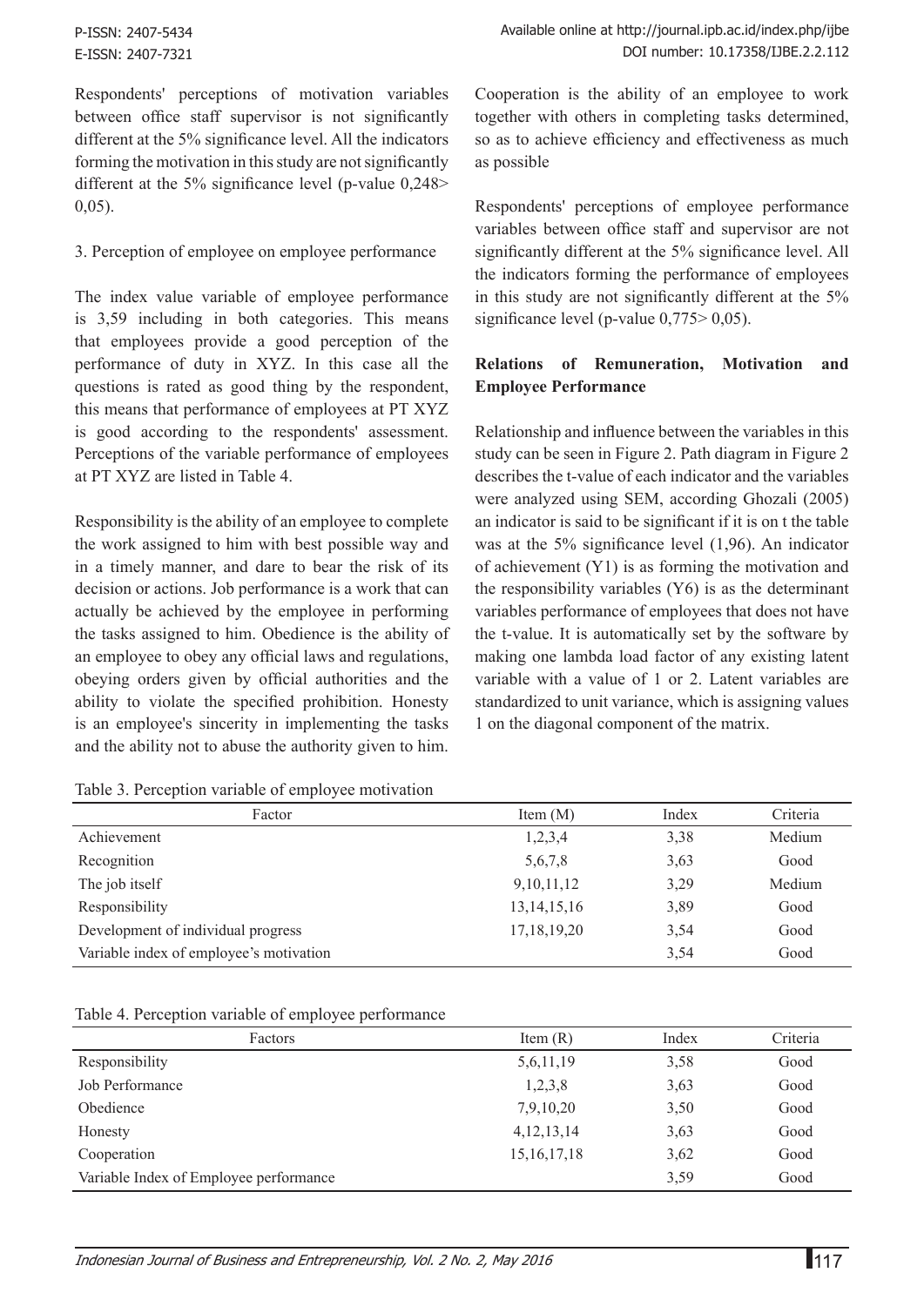Respondents' perceptions of motivation variables between office staff supervisor is not significantly different at the 5% significance level. All the indicators forming the motivation in this study are not significantly different at the 5% significance level (p-value 0,248> 0,05).

3. Perception of employee on employee performance

The index value variable of employee performance is 3,59 including in both categories. This means that employees provide a good perception of the performance of duty in XYZ. In this case all the questions is rated as good thing by the respondent, this means that performance of employees at PT XYZ is good according to the respondents' assessment. Perceptions of the variable performance of employees at PT XYZ are listed in Table 4.

Responsibility is the ability of an employee to complete the work assigned to him with best possible way and in a timely manner, and dare to bear the risk of its decision or actions. Job performance is a work that can actually be achieved by the employee in performing the tasks assigned to him. Obedience is the ability of an employee to obey any official laws and regulations, obeying orders given by official authorities and the ability to violate the specified prohibition. Honesty is an employee's sincerity in implementing the tasks and the ability not to abuse the authority given to him.

Cooperation is the ability of an employee to work together with others in completing tasks determined, so as to achieve efficiency and effectiveness as much as possible

Respondents' perceptions of employee performance variables between office staff and supervisor are not significantly different at the 5% significance level. All the indicators forming the performance of employees in this study are not significantly different at the 5% significance level (p-value 0,775> 0,05).

**Relations of Remuneration, Motivation and Employee Performance**

Relationship and influence between the variables in this study can be seen in Figure 2. Path diagram in Figure 2 describes the t-value of each indicator and the variables were analyzed using SEM, according Ghozali (2005) an indicator is said to be significant if it is on t the table was at the 5% significance level (1,96). An indicator of achievement (Y1) is as forming the motivation and the responsibility variables (Y6) is as the determinant variables performance of employees that does not have the t-value. It is automatically set by the software by making one lambda load factor of any existing latent variable with a value of 1 or 2. Latent variables are standardized to unit variance, which is assigning values 1 on the diagonal component of the matrix.

Table 3. Perception variable of employee motivation

| Factor | Item (M) | Index | Criteria |
|---|---|---|---|
| Achievement | 1,2,3,4 | 3,38 | Medium |
| Recognition | 5,6,7,8 | 3,63 | Good |
| The job itself | 9,10,11,12 | 3,29 | Medium |
| Responsibility | 13,14,15,16 | 3,89 | Good |
| Development of individual progress | 17,18,19,20 | 3,54 | Good |
| Variable index of employee's motivation | | 3,54 | Good |

Table 4. Perception variable of employee performance

| Factors | Item (R) | Index | Criteria |
|---|---|---|---|
| Responsibility | 5,6,11,19 | 3,58 | Good |
| Job Performance | 1,2,3,8 | 3,63 | Good |
| Obedience | 7,9,10,20 | 3,50 | Good |
| Honesty | 4,12,13,14 | 3,63 | Good |
| Cooperation | 15,16,17,18 | 3,62 | Good |
| Variable Index of Employee performance | | 3,59 | Good |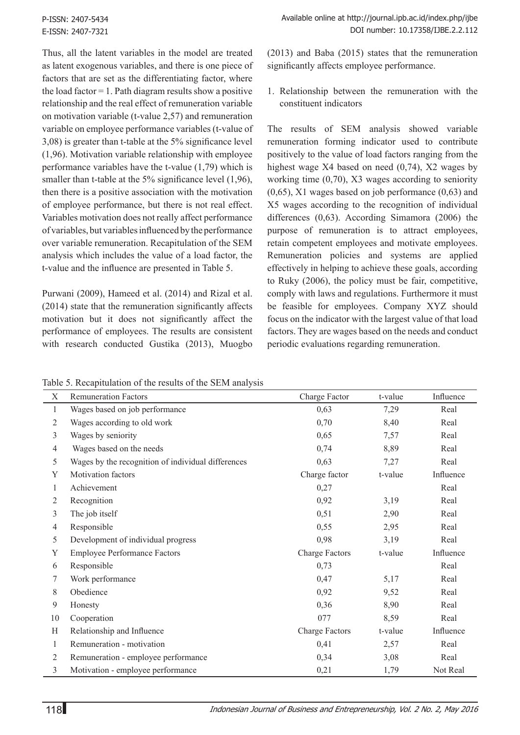Thus, all the latent variables in the model are treated as latent exogenous variables, and there is one piece of factors that are set as the differentiating factor, where the load factor = 1. Path diagram results show a positive relationship and the real effect of remuneration variable on motivation variable (t-value 2,57) and remuneration variable on employee performance variables (t-value of 3,08) is greater than t-table at the 5% significance level (1,96). Motivation variable relationship with employee performance variables have the t-value (1,79) which is smaller than t-table at the 5% significance level (1,96), then there is a positive association with the motivation of employee performance, but there is not real effect. Variables motivation does not really affect performance of variables, but variables influenced by the performance over variable remuneration. Recapitulation of the SEM analysis which includes the value of a load factor, the t-value and the influence are presented in Table 5.

Purwani (2009), Hameed et al. (2014) and Rizal et al. (2014) state that the remuneration significantly affects motivation but it does not significantly affect the performance of employees. The results are consistent with research conducted Gustika (2013), Muogbo (2013) and Baba (2015) states that the remuneration significantly affects employee performance.

1. Relationship between the remuneration with the constituent indicators

The results of SEM analysis showed variable remuneration forming indicator used to contribute positively to the value of load factors ranging from the highest wage X4 based on need (0,74), X2 wages by working time (0,70), X3 wages according to seniority (0,65), X1 wages based on job performance (0,63) and X5 wages according to the recognition of individual differences (0,63). According Simamora (2006) the purpose of remuneration is to attract employees, retain competent employees and motivate employees. Remuneration policies and systems are applied effectively in helping to achieve these goals, according to Ruky (2006), the policy must be fair, competitive, comply with laws and regulations. Furthermore it must be feasible for employees. Company XYZ should focus on the indicator with the largest value of that load factors. They are wages based on the needs and conduct periodic evaluations regarding remuneration.

Table 5. Recapitulation of the results of the SEM analysis

| X | Remuneration Factors | Charge Factor | t-value | Influence |
|---|---|---|---|---|
| 1 | Wages based on job performance | 0,63 | 7,29 | Real |
| 2 | Wages according to old work | 0,70 | 8,40 | Real |
| 3 | Wages by seniority | 0,65 | 7,57 | Real |
| 4 | Wages based on the needs | 0,74 | 8,89 | Real |
| 5 | Wages by the recognition of individual differences | 0,63 | 7,27 | Real |
| Y | Motivation factors | Charge factor | t-value | Influence |
| 1 | Achievement | 0,27 | | Real |
| 2 | Recognition | 0,92 | 3,19 | Real |
| 3 | The job itself | 0,51 | 2,90 | Real |
| 4 | Responsible | 0,55 | 2,95 | Real |
| 5 | Development of individual progress | 0,98 | 3,19 | Real |
| Y | Employee Performance Factors | Charge Factors | t-value | Influence |
| 6 | Responsible | 0,73 | | Real |
| 7 | Work performance | 0,47 | 5,17 | Real |
| 8 | Obedience | 0,92 | 9,52 | Real |
| 9 | Honesty | 0,36 | 8,90 | Real |
| 10 | Cooperation | 077 | 8,59 | Real |
| H | Relationship and Influence | Charge Factors | t-value | Influence |
| 1 | Remuneration - motivation | 0,41 | 2,57 | Real |
| 2 | Remuneration - employee performance | 0,34 | 3,08 | Real |
| 3 | Motivation - employee performance | 0,21 | 1,79 | Not Real |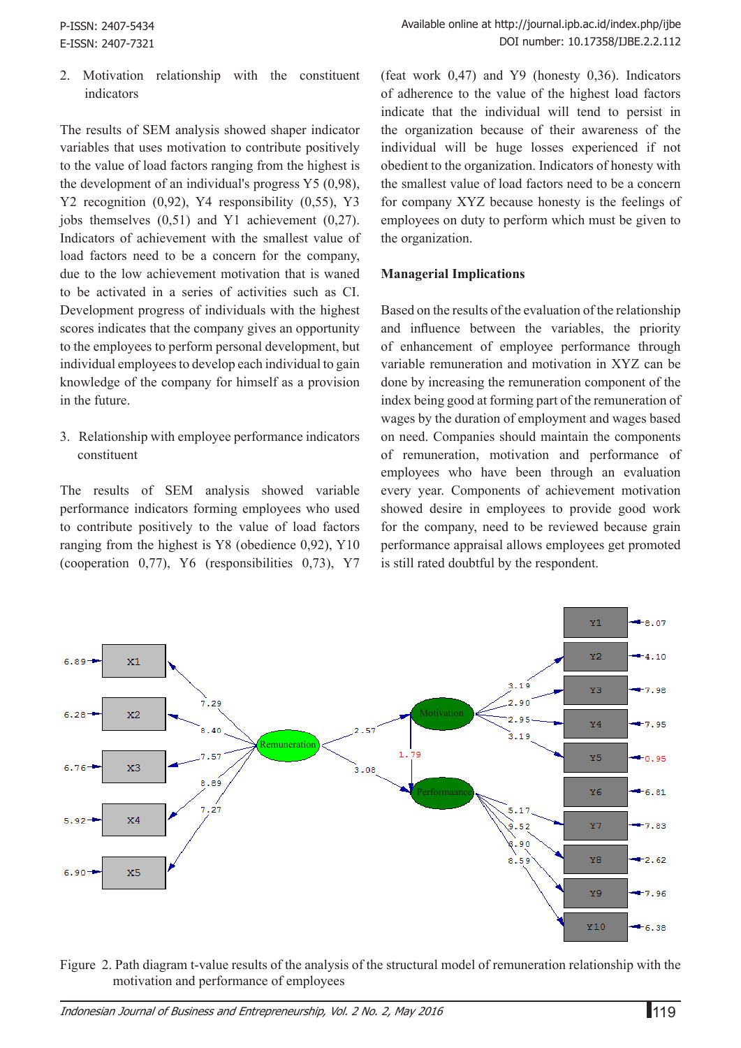2. Motivation relationship with the constituent indicators

The results of SEM analysis showed shaper indicator variables that uses motivation to contribute positively to the value of load factors ranging from the highest is the development of an individual's progress Y5 (0,98), Y2 recognition (0,92), Y4 responsibility (0,55), Y3 jobs themselves (0,51) and Y1 achievement (0,27). Indicators of achievement with the smallest value of load factors need to be a concern for the company, due to the low achievement motivation that is waned to be activated in a series of activities such as CI. Development progress of individuals with the highest scores indicates that the company gives an opportunity to the employees to perform personal development, but individual employees to develop each individual to gain knowledge of the company for himself as a provision in the future.

3. Relationship with employee performance indicators constituent

The results of SEM analysis showed variable performance indicators forming employees who used to contribute positively to the value of load factors ranging from the highest is Y8 (obedience 0,92), Y10 (cooperation 0,77), Y6 (responsibilities 0,73), Y7 (feat work 0,47) and Y9 (honesty 0,36). Indicators of adherence to the value of the highest load factors indicate that the individual will tend to persist in the organization because of their awareness of the individual will be huge losses experienced if not obedient to the organization. Indicators of honesty with the smallest value of load factors need to be a concern for company XYZ because honesty is the feelings of employees on duty to perform which must be given to the organization.

## Managerial Implications

Based on the results of the evaluation of the relationship and influence between the variables, the priority of enhancement of employee performance through variable remuneration and motivation in XYZ can be done by increasing the remuneration component of the index being good at forming part of the remuneration of wages by the duration of employment and wages based on need. Companies should maintain the components of remuneration, motivation and performance of employees who have been through an evaluation every year. Components of achievement motivation showed desire in employees to provide good work for the company, need to be reviewed because grain performance appraisal allows employees get promoted is still rated doubtful by the respondent.

Figure 2. Path diagram t-value results of the analysis of the structural model of remuneration relationship with the motivation and performance of employees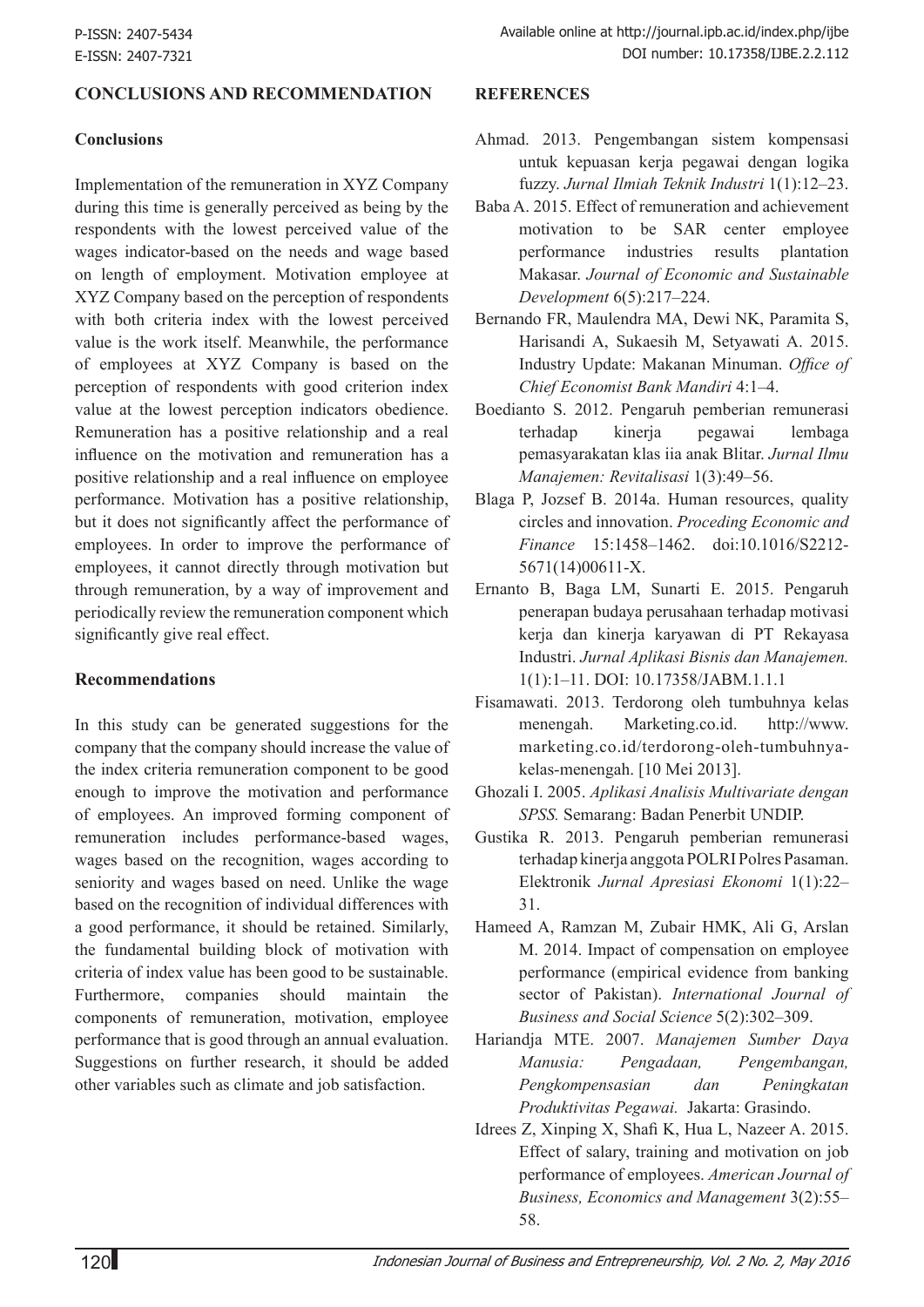## CONCLUSIONS AND RECOMMENDATION

### Conclusions

Implementation of the remuneration in XYZ Company during this time is generally perceived as being by the respondents with the lowest perceived value of the wages indicator-based on the needs and wage based on length of employment. Motivation employee at XYZ Company based on the perception of respondents with both criteria index with the lowest perceived value is the work itself. Meanwhile, the performance of employees at XYZ Company is based on the perception of respondents with good criterion index value at the lowest perception indicators obedience. Remuneration has a positive relationship and a real influence on the motivation and remuneration has a positive relationship and a real influence on employee performance. Motivation has a positive relationship, but it does not significantly affect the performance of employees. In order to improve the performance of employees, it cannot directly through motivation but through remuneration, by a way of improvement and periodically review the remuneration component which significantly give real effect.

### Recommendations

In this study can be generated suggestions for the company that the company should increase the value of the index criteria remuneration component to be good enough to improve the motivation and performance of employees. An improved forming component of remuneration includes performance-based wages, wages based on the recognition, wages according to seniority and wages based on need. Unlike the wage based on the recognition of individual differences with a good performance, it should be retained. Similarly, the fundamental building block of motivation with criteria of index value has been good to be sustainable. Furthermore, companies should maintain the components of remuneration, motivation, employee performance that is good through an annual evaluation. Suggestions on further research, it should be added other variables such as climate and job satisfaction.

## REFERENCES

Ahmad. 2013. Pengembangan sistem kompensasi untuk kepuasan kerja pegawai dengan logika fuzzy. *Jurnal Ilmiah Teknik Industri* 1(1):12–23.

Baba A. 2015. Effect of remuneration and achievement motivation to be SAR center employee performance industries results plantation Makasar. *Journal of Economic and Sustainable Development* 6(5):217–224.

Bernando FR, Maulendra MA, Dewi NK, Paramita S, Harisandi A, Sukaesih M, Setyawati A. 2015. Industry Update: Makanan Minuman. *Office of Chief Economist Bank Mandiri* 4:1–4.

Boedianto S. 2012. Pengaruh pemberian remunerasi terhadap kinerja pegawai lembaga pemasyarakatan klas iia anak Blitar. *Jurnal Ilmu Manajemen: Revitalisasi* 1(3):49–56.

Blaga P, Jozsef B. 2014a. Human resources, quality circles and innovation. *Proceding Economic and Finance* 15:1458–1462. doi:10.1016/S2212-5671(14)00611-X.

Ernanto B, Baga LM, Sunarti E. 2015. Pengaruh penerapan budaya perusahaan terhadap motivasi kerja dan kinerja karyawan di PT Rekayasa Industri. *Jurnal Aplikasi Bisnis dan Manajemen.* 1(1):1–11. DOI: 10.17358/JABM.1.1.1

Fisamawati. 2013. Terdorong oleh tumbuhnya kelas menengah. Marketing.co.id. http://www.marketing.co.id/terdorong-oleh-tumbuhnya-kelas-menengah. [10 Mei 2013].

Ghozali I. 2005. *Aplikasi Analisis Multivariate dengan SPSS.* Semarang: Badan Penerbit UNDIP.

Gustika R. 2013. Pengaruh pemberian remunerasi terhadap kinerja anggota POLRI Polres Pasaman. Elektronik *Jurnal Apresiasi Ekonomi* 1(1):22–31.

Hameed A, Ramzan M, Zubair HMK, Ali G, Arslan M. 2014. Impact of compensation on employee performance (empirical evidence from banking sector of Pakistan). *International Journal of Business and Social Science* 5(2):302–309.

Hariandja MTE. 2007. *Manajemen Sumber Daya Manusia: Pengadaan, Pengembangan, Pengkompensasian dan Peningkatan Produktivitas Pegawai.* Jakarta: Grasindo.

Idrees Z, Xinping X, Shafi K, Hua L, Nazeer A. 2015. Effect of salary, training and motivation on job performance of employees. *American Journal of Business, Economics and Management* 3(2):55–58.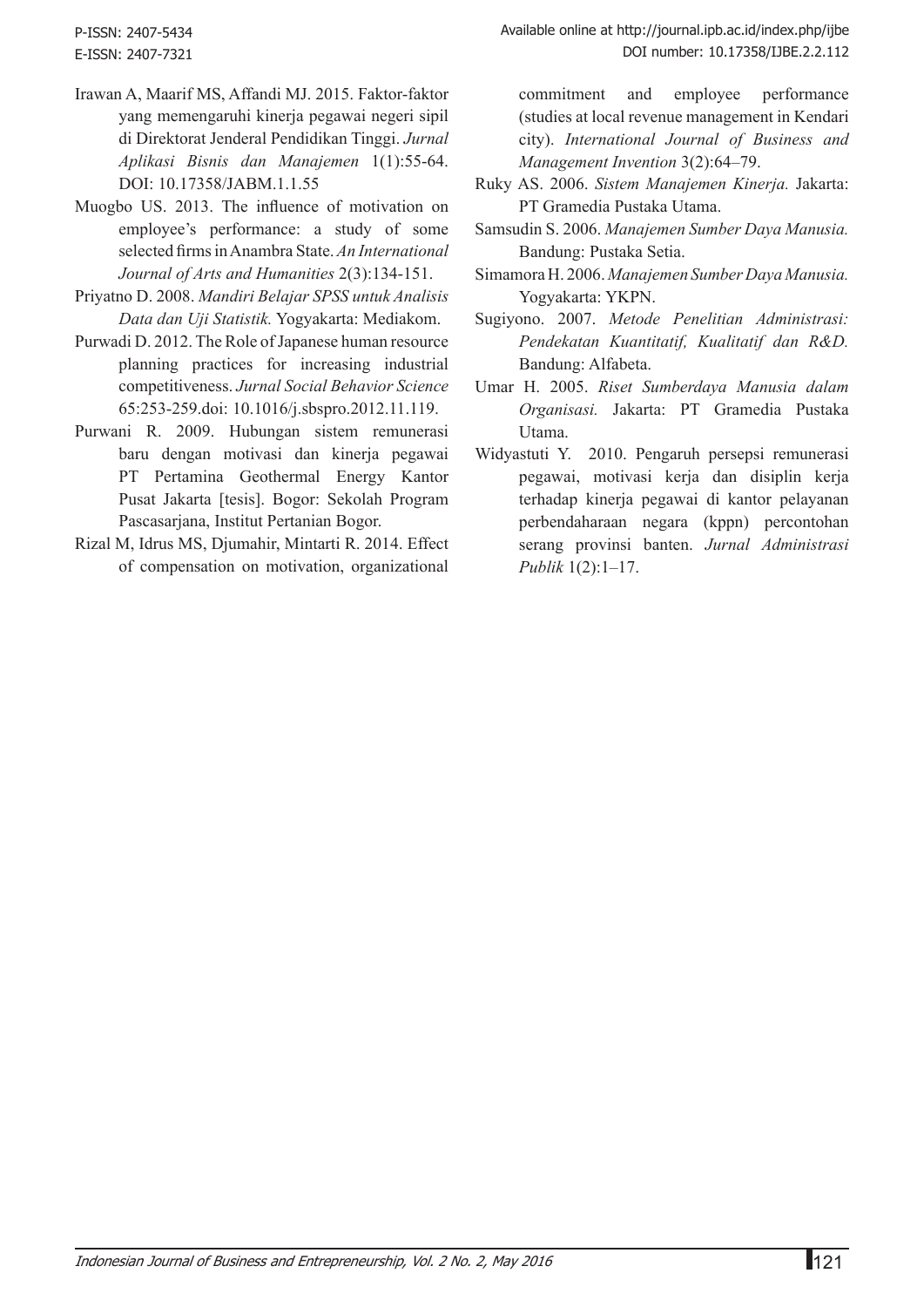Irawan A, Maarif MS, Affandi MJ. 2015. Faktor-faktor yang memengaruhi kinerja pegawai negeri sipil di Direktorat Jenderal Pendidikan Tinggi. *Jurnal Aplikasi Bisnis dan Manajemen* 1(1):55-64. DOI: 10.17358/JABM.1.1.55

Muogbo US. 2013. The influence of motivation on employee's performance: a study of some selected firms in Anambra State. *An International Journal of Arts and Humanities* 2(3):134-151.

Priyatno D. 2008. *Mandiri Belajar SPSS untuk Analisis Data dan Uji Statistik.* Yogyakarta: Mediakom.

Purwadi D. 2012. The Role of Japanese human resource planning practices for increasing industrial competitiveness. *Jurnal Social Behavior Science* 65:253-259.doi: 10.1016/j.sbspro.2012.11.119.

Purwani R. 2009. Hubungan sistem remunerasi baru dengan motivasi dan kinerja pegawai PT Pertamina Geothermal Energy Kantor Pusat Jakarta [tesis]. Bogor: Sekolah Program Pascasarjana, Institut Pertanian Bogor.

Rizal M, Idrus MS, Djumahir, Mintarti R. 2014. Effect of compensation on motivation, organizational commitment and employee performance (studies at local revenue management in Kendari city). *International Journal of Business and Management Invention* 3(2):64–79.

Ruky AS. 2006. *Sistem Manajemen Kinerja.* Jakarta: PT Gramedia Pustaka Utama.

Samsudin S. 2006. *Manajemen Sumber Daya Manusia.* Bandung: Pustaka Setia.

Simamora H. 2006. *Manajemen Sumber Daya Manusia.* Yogyakarta: YKPN.

Sugiyono. 2007. *Metode Penelitian Administrasi: Pendekatan Kuantitatif, Kualitatif dan R&D.* Bandung: Alfabeta.

Umar H. 2005. *Riset Sumberdaya Manusia dalam Organisasi.* Jakarta: PT Gramedia Pustaka Utama.

Widyastuti Y. 2010. Pengaruh persepsi remunerasi pegawai, motivasi kerja dan disiplin kerja terhadap kinerja pegawai di kantor pelayanan perbendaharaan negara (kppn) percontohan serang provinsi banten. *Jurnal Administrasi Publik* 1(2):1–17.